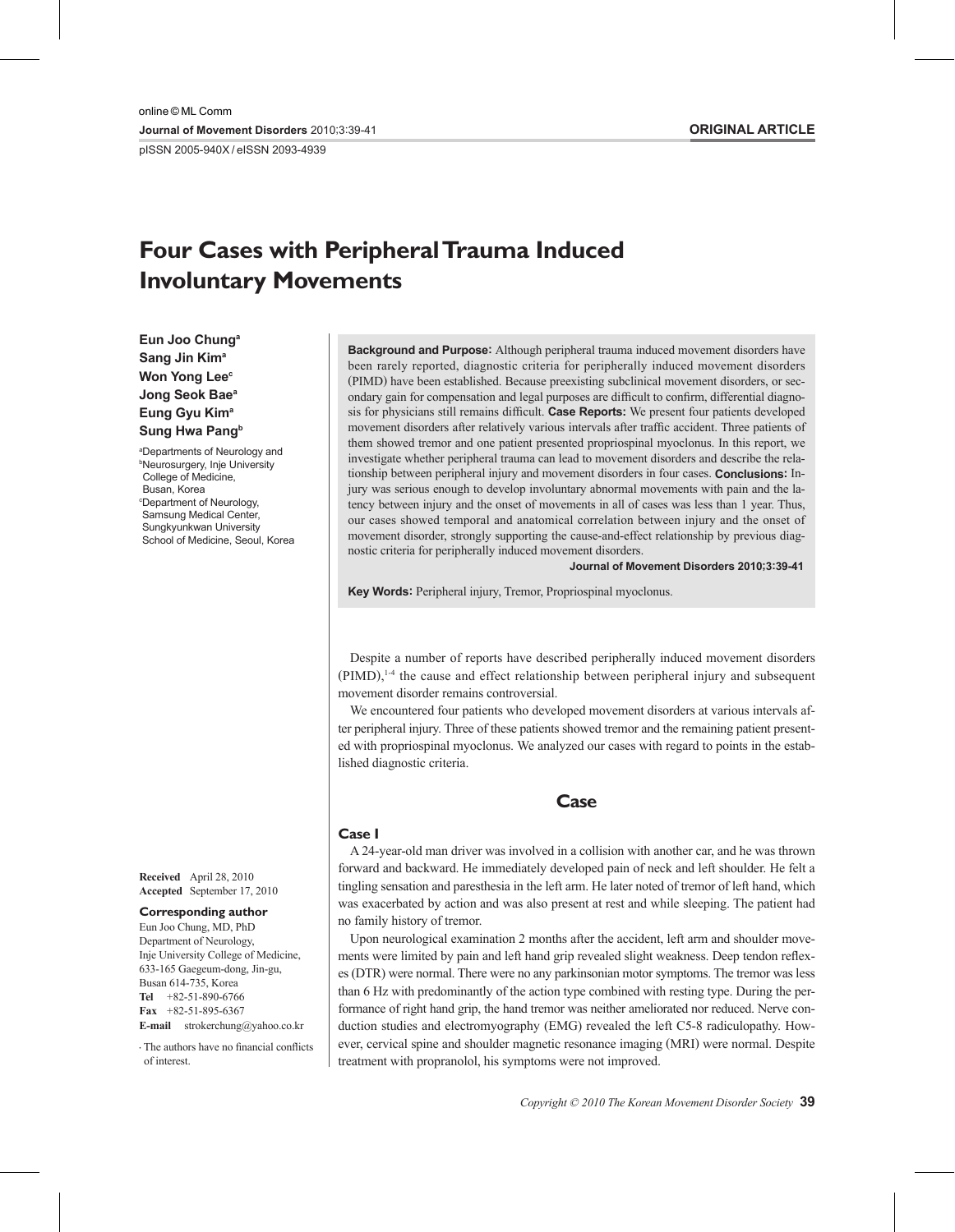# Four Cases with Peripheral Trauma Induced Involuntary Movements

**Eun Joo Chung**[a]
**Sang Jin Kim**[a]
**Won Yong Lee**[c]
**Jong Seok Bae**[a]
**Eung Gyu Kim**[a]
**Sung Hwa Pang**[b]

[a]Departments of Neurology and [b]Neurosurgery, Inje University College of Medicine, Busan, Korea
[c]Department of Neurology, Samsung Medical Center, Sungkyunkwan University School of Medicine, Seoul, Korea

**Background and Purpose:** Although peripheral trauma induced movement disorders have been rarely reported, diagnostic criteria for peripherally induced movement disorders (PIMD) have been established. Because preexisting subclinical movement disorders, or secondary gain for compensation and legal purposes are difficult to confirm, differential diagnosis for physicians still remains difficult. **Case Reports:** We present four patients developed movement disorders after relatively various intervals after traffic accident. Three patients of them showed tremor and one patient presented propriospinal myoclonus. In this report, we investigate whether peripheral trauma can lead to movement disorders and describe the relationship between peripheral injury and movement disorders in four cases. **Conclusions:** Injury was serious enough to develop involuntary abnormal movements with pain and the latency between injury and the onset of movements in all of cases was less than 1 year. Thus, our cases showed temporal and anatomical correlation between injury and the onset of movement disorder, strongly supporting the cause-and-effect relationship by previous diagnostic criteria for peripherally induced movement disorders.

**Key Words:** Peripheral injury, Tremor, Propriospinal myoclonus.

**Received** April 28, 2010
**Accepted** September 17, 2010

**Corresponding author**
Eun Joo Chung, MD, PhD
Department of Neurology,
Inje University College of Medicine,
633-165 Gaegeum-dong, Jin-gu,
Busan 614-735, Korea
**Tel** +82-51-890-6766
**Fax** +82-51-895-6367
**E-mail** strokerchung@yahoo.co.kr

· The authors have no financial conflicts of interest.

Despite a number of reports have described peripherally induced movement disorders (PIMD),[1-4] the cause and effect relationship between peripheral injury and subsequent movement disorder remains controversial.

We encountered four patients who developed movement disorders at various intervals after peripheral injury. Three of these patients showed tremor and the remaining patient presented with propriospinal myoclonus. We analyzed our cases with regard to points in the established diagnostic criteria.

## Case

### Case I

A 24-year-old man driver was involved in a collision with another car, and he was thrown forward and backward. He immediately developed pain of neck and left shoulder. He felt a tingling sensation and paresthesia in the left arm. He later noted of tremor of left hand, which was exacerbated by action and was also present at rest and while sleeping. The patient had no family history of tremor.

Upon neurological examination 2 months after the accident, left arm and shoulder movements were limited by pain and left hand grip revealed slight weakness. Deep tendon reflexes (DTR) were normal. There were no any parkinsonian motor symptoms. The tremor was less than 6 Hz with predominantly of the action type combined with resting type. During the performance of right hand grip, the hand tremor was neither ameliorated nor reduced. Nerve conduction studies and electromyography (EMG) revealed the left C5-8 radiculopathy. However, cervical spine and shoulder magnetic resonance imaging (MRI) were normal. Despite treatment with propranolol, his symptoms were not improved.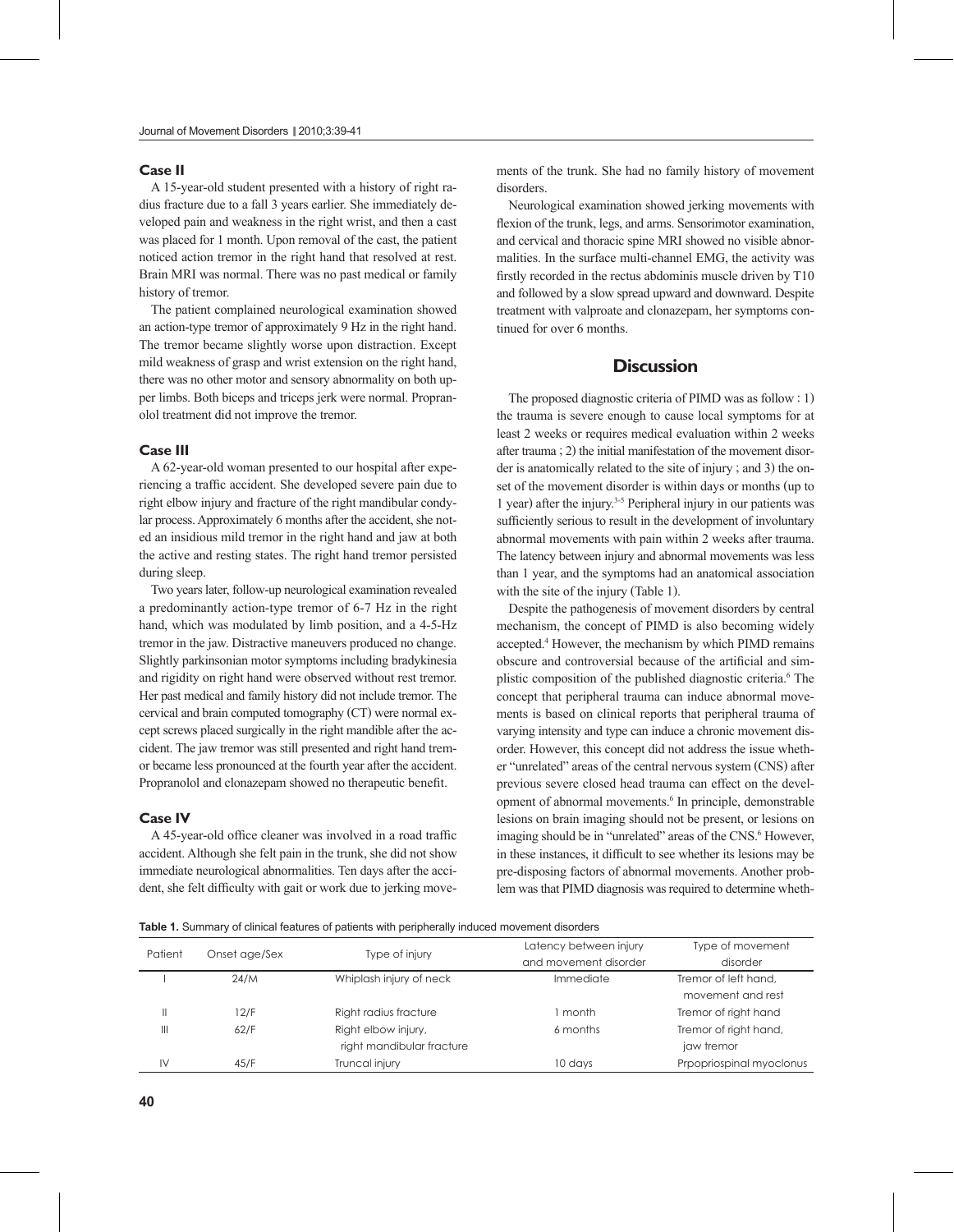### Case II

A 15-year-old student presented with a history of right radius fracture due to a fall 3 years earlier. She immediately developed pain and weakness in the right wrist, and then a cast was placed for 1 month. Upon removal of the cast, the patient noticed action tremor in the right hand that resolved at rest. Brain MRI was normal. There was no past medical or family history of tremor.

The patient complained neurological examination showed an action-type tremor of approximately 9 Hz in the right hand. The tremor became slightly worse upon distraction. Except mild weakness of grasp and wrist extension on the right hand, there was no other motor and sensory abnormality on both upper limbs. Both biceps and triceps jerk were normal. Propranolol treatment did not improve the tremor.

### Case III

A 62-year-old woman presented to our hospital after experiencing a traffic accident. She developed severe pain due to right elbow injury and fracture of the right mandibular condylar process. Approximately 6 months after the accident, she noted an insidious mild tremor in the right hand and jaw at both the active and resting states. The right hand tremor persisted during sleep.

Two years later, follow-up neurological examination revealed a predominantly action-type tremor of 6-7 Hz in the right hand, which was modulated by limb position, and a 4-5-Hz tremor in the jaw. Distractive maneuvers produced no change. Slightly parkinsonian motor symptoms including bradykinesia and rigidity on right hand were observed without rest tremor. Her past medical and family history did not include tremor. The cervical and brain computed tomography (CT) were normal except screws placed surgically in the right mandible after the accident. The jaw tremor was still presented and right hand tremor became less pronounced at the fourth year after the accident. Propranolol and clonazepam showed no therapeutic benefit.

### Case IV

A 45-year-old office cleaner was involved in a road traffic accident. Although she felt pain in the trunk, she did not show immediate neurological abnormalities. Ten days after the accident, she felt difficulty with gait or work due to jerking movements of the trunk. She had no family history of movement disorders.

Neurological examination showed jerking movements with flexion of the trunk, legs, and arms. Sensorimotor examination, and cervical and thoracic spine MRI showed no visible abnormalities. In the surface multi-channel EMG, the activity was firstly recorded in the rectus abdominis muscle driven by T10 and followed by a slow spread upward and downward. Despite treatment with valproate and clonazepam, her symptoms continued for over 6 months.

## Discussion

The proposed diagnostic criteria of PIMD was as follow : 1) the trauma is severe enough to cause local symptoms for at least 2 weeks or requires medical evaluation within 2 weeks after trauma ; 2) the initial manifestation of the movement disorder is anatomically related to the site of injury ; and 3) the onset of the movement disorder is within days or months (up to 1 year) after the injury.[3-5] Peripheral injury in our patients was sufficiently serious to result in the development of involuntary abnormal movements with pain within 2 weeks after trauma. The latency between injury and abnormal movements was less than 1 year, and the symptoms had an anatomical association with the site of the injury (Table 1).

Despite the pathogenesis of movement disorders by central mechanism, the concept of PIMD is also becoming widely accepted.[4] However, the mechanism by which PIMD remains obscure and controversial because of the artificial and simplistic composition of the published diagnostic criteria.[6] The concept that peripheral trauma can induce abnormal movements is based on clinical reports that peripheral trauma of varying intensity and type can induce a chronic movement disorder. However, this concept did not address the issue whether "unrelated" areas of the central nervous system (CNS) after previous severe closed head trauma can effect on the development of abnormal movements.[6] In principle, demonstrable lesions on brain imaging should not be present, or lesions on imaging should be in "unrelated" areas of the CNS.[6] However, in these instances, it difficult to see whether its lesions may be pre-disposing factors of abnormal movements. Another problem was that PIMD diagnosis was required to determine wheth-

**Table 1.** Summary of clinical features of patients with peripherally induced movement disorders

| Patient | Onset age/Sex | Type of injury | Latency between injury and movement disorder | Type of movement disorder |
|---|---|---|---|---|
| I | 24/M | Whiplash injury of neck | Immediate | Tremor of left hand, movement and rest |
| II | 12/F | Right radius fracture | 1 month | Tremor of right hand |
| III | 62/F | Right elbow injury, right mandibular fracture | 6 months | Tremor of right hand, jaw tremor |
| IV | 45/F | Truncal injury | 10 days | Prpopriospinal myoclonus |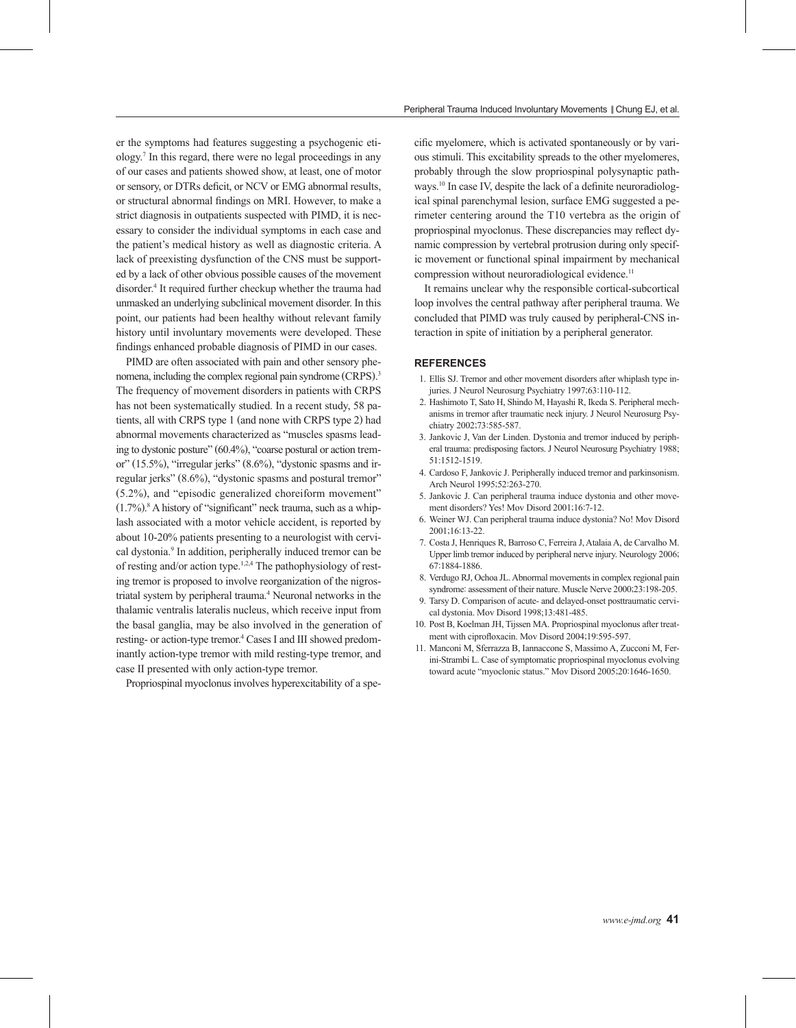er the symptoms had features suggesting a psychogenic etiology.[7] In this regard, there were no legal proceedings in any of our cases and patients showed show, at least, one of motor or sensory, or DTRs deficit, or NCV or EMG abnormal results, or structural abnormal findings on MRI. However, to make a strict diagnosis in outpatients suspected with PIMD, it is necessary to consider the individual symptoms in each case and the patient's medical history as well as diagnostic criteria. A lack of preexisting dysfunction of the CNS must be supported by a lack of other obvious possible causes of the movement disorder.[4] It required further checkup whether the trauma had unmasked an underlying subclinical movement disorder. In this point, our patients had been healthy without relevant family history until involuntary movements were developed. These findings enhanced probable diagnosis of PIMD in our cases.

PIMD are often associated with pain and other sensory phenomena, including the complex regional pain syndrome (CRPS).[3] The frequency of movement disorders in patients with CRPS has not been systematically studied. In a recent study, 58 patients, all with CRPS type 1 (and none with CRPS type 2) had abnormal movements characterized as "muscles spasms leading to dystonic posture" (60.4%), "coarse postural or action tremor" (15.5%), "irregular jerks" (8.6%), "dystonic spasms and irregular jerks" (8.6%), "dystonic spasms and postural tremor" (5.2%), and "episodic generalized choreiform movement" (1.7%).[8] A history of "significant" neck trauma, such as a whiplash associated with a motor vehicle accident, is reported by about 10-20% patients presenting to a neurologist with cervical dystonia.[9] In addition, peripherally induced tremor can be of resting and/or action type.[1,2,4] The pathophysiology of resting tremor is proposed to involve reorganization of the nigrostriatal system by peripheral trauma.[4] Neuronal networks in the thalamic ventralis lateralis nucleus, which receive input from the basal ganglia, may be also involved in the generation of resting- or action-type tremor.[4] Cases I and III showed predominantly action-type tremor with mild resting-type tremor, and case II presented with only action-type tremor.

Propriospinal myoclonus involves hyperexcitability of a specific myelomere, which is activated spontaneously or by various stimuli. This excitability spreads to the other myelomeres, probably through the slow propriospinal polysynaptic pathways.[10] In case IV, despite the lack of a definite neuroradiological spinal parenchymal lesion, surface EMG suggested a perimeter centering around the T10 vertebra as the origin of propriospinal myoclonus. These discrepancies may reflect dynamic compression by vertebral protrusion during only specific movement or functional spinal impairment by mechanical compression without neuroradiological evidence.[11]

It remains unclear why the responsible cortical-subcortical loop involves the central pathway after peripheral trauma. We concluded that PIMD was truly caused by peripheral-CNS interaction in spite of initiation by a peripheral generator.

## REFERENCES

1. Ellis SJ. Tremor and other movement disorders after whiplash type injuries. J Neurol Neurosurg Psychiatry 1997;63:110-112.
2. Hashimoto T, Sato H, Shindo M, Hayashi R, Ikeda S. Peripheral mechanisms in tremor after traumatic neck injury. J Neurol Neurosurg Psychiatry 2002;73:585-587.
3. Jankovic J, Van der Linden. Dystonia and tremor induced by peripheral trauma: predisposing factors. J Neurol Neurosurg Psychiatry 1988; 51:1512-1519.
4. Cardoso F, Jankovic J. Peripherally induced tremor and parkinsonism. Arch Neurol 1995;52:263-270.
5. Jankovic J. Can peripheral trauma induce dystonia and other movement disorders? Yes! Mov Disord 2001;16:7-12.
6. Weiner WJ. Can peripheral trauma induce dystonia? No! Mov Disord 2001;16:13-22.
7. Costa J, Henriques R, Barroso C, Ferreira J, Atalaia A, de Carvalho M. Upper limb tremor induced by peripheral nerve injury. Neurology 2006; 67:1884-1886.
8. Verdugo RJ, Ochoa JL. Abnormal movements in complex regional pain syndrome: assessment of their nature. Muscle Nerve 2000;23:198-205.
9. Tarsy D. Comparison of acute- and delayed-onset posttraumatic cervical dystonia. Mov Disord 1998;13:481-485.
10. Post B, Koelman JH, Tijssen MA. Propriospinal myoclonus after treatment with ciprofloxacin. Mov Disord 2004;19:595-597.
11. Manconi M, Sferrazza B, Iannaccone S, Massimo A, Zucconi M, Ferini-Strambi L. Case of symptomatic propriospinal myoclonus evolving toward acute "myoclonic status." Mov Disord 2005;20:1646-1650.